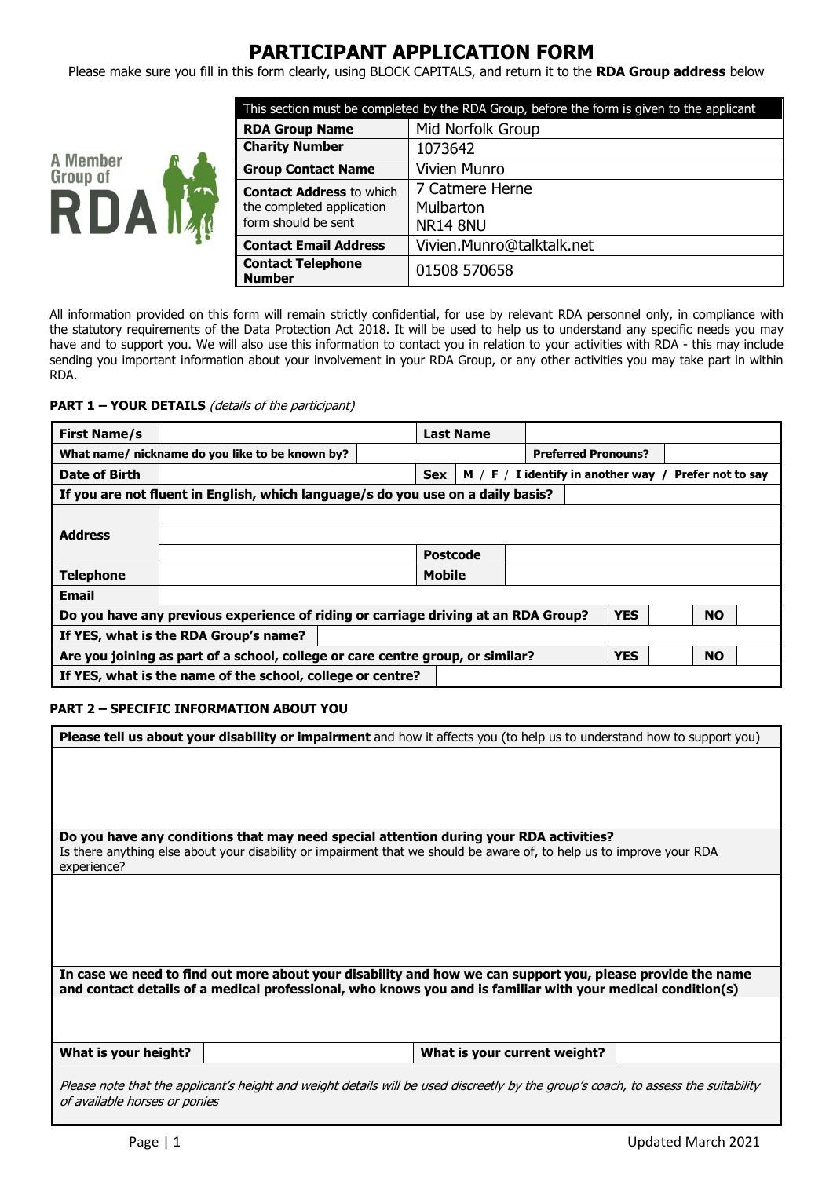# PARTICIPANT APPLICATION FORM

Please make sure you fill in this form clearly, using BLOCK CAPITALS, and return it to the **RDA Group address** below

A Member Group of RDA

| This section must be completed by the RDA Group, before the form is given to the applicant | |
|---|---|
| **RDA Group Name** | Mid Norfolk Group |
| **Charity Number** | 1073642 |
| **Group Contact Name** | Vivien Munro |
| **Contact Address** to which the completed application form should be sent | 7 Catmere Herne<br>Mulbarton<br>NR14 8NU |
| **Contact Email Address** | Vivien.Munro@talktalk.net |
| **Contact Telephone Number** | 01508 570658 |

All information provided on this form will remain strictly confidential, for use by relevant RDA personnel only, in compliance with the statutory requirements of the Data Protection Act 2018. It will be used to help us to understand any specific needs you may have and to support you. We will also use this information to contact you in relation to your activities with RDA - this may include sending you important information about your involvement in your RDA Group, or any other activities you may take part in within RDA.

**PART 1 – YOUR DETAILS** *(details of the participant)*

| | | | | | |
|---|---|---|---|---|---|
| **First Name/s** | | **Last Name** | | | |
| **What name/ nickname do you like to be known by?** | | | **Preferred Pronouns?** | | |
| **Date of Birth** | | **Sex** | **M / F / I identify in another way / Prefer not to say** | | |
| **If you are not fluent in English, which language/s do you use on a daily basis?** | | | | | |
| **Address** | | | | | |
| | | | | | |
| | | **Postcode** | | | |
| **Telephone** | | **Mobile** | | | |
| **Email** | | | | | |
| **Do you have any previous experience of riding or carriage driving at an RDA Group?** | | | **YES** | | **NO** |
| **If YES, what is the RDA Group's name?** | | | | | |
| **Are you joining as part of a school, college or care centre group, or similar?** | | | **YES** | | **NO** |
| **If YES, what is the name of the school, college or centre?** | | | | | |

**PART 2 – SPECIFIC INFORMATION ABOUT YOU**

| | | | |
|---|---|---|---|
| **Please tell us about your disability or impairment** and how it affects you (to help us to understand how to support you) | | | |
| | | | |
| **Do you have any conditions that may need special attention during your RDA activities?**<br>Is there anything else about your disability or impairment that we should be aware of, to help us to improve your RDA experience? | | | |
| | | | |
| **In case we need to find out more about your disability and how we can support you, please provide the name and contact details of a medical professional, who knows you and is familiar with your medical condition(s)** | | | |
| | | | |
| **What is your height?** | | **What is your current weight?** | |
| *Please note that the applicant's height and weight details will be used discreetly by the group's coach, to assess the suitability of available horses or ponies* | | | |

Updated March 2021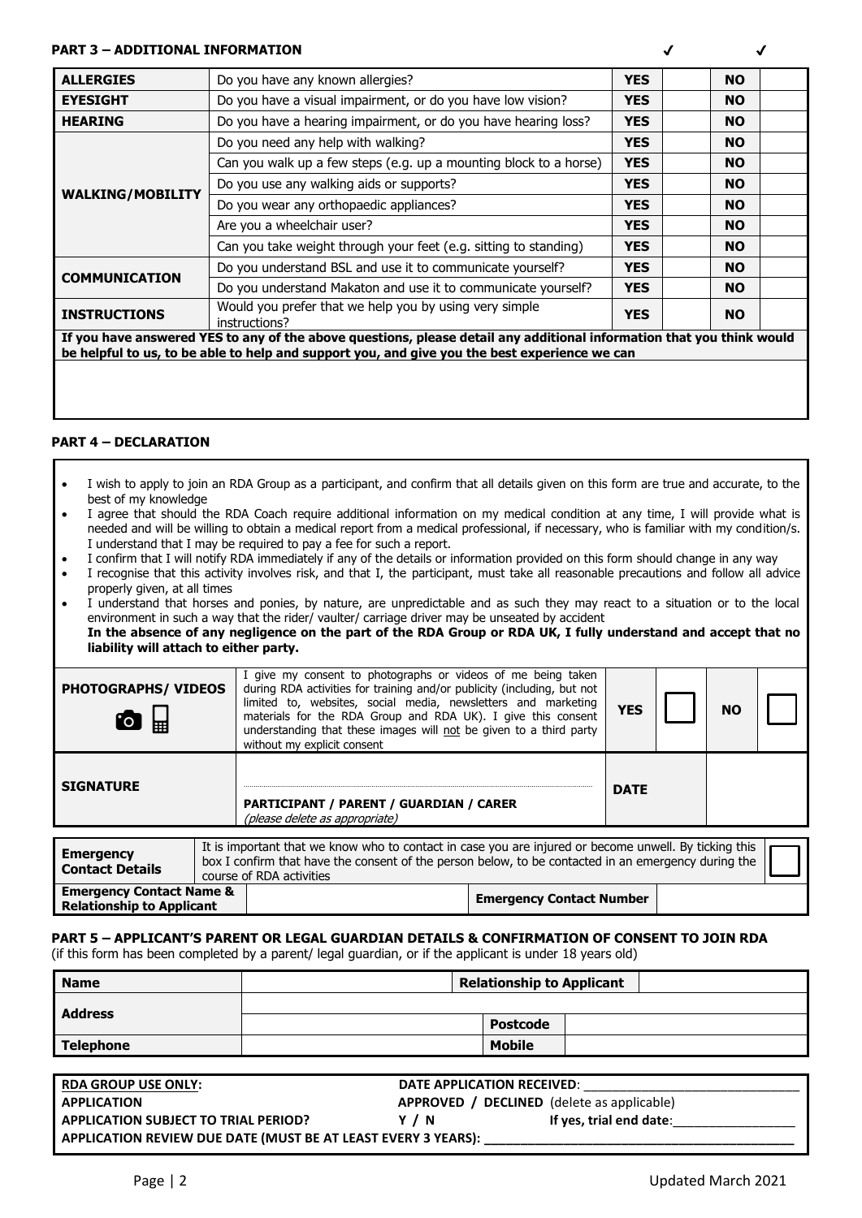## PART 3 – ADDITIONAL INFORMATION

| | | | ✓ | | ✓ |
|---|---|---|---|---|---|
| **ALLERGIES** | Do you have any known allergies? | **YES** | | **NO** | |
| **EYESIGHT** | Do you have a visual impairment, or do you have low vision? | **YES** | | **NO** | |
| **HEARING** | Do you have a hearing impairment, or do you have hearing loss? | **YES** | | **NO** | |
| **WALKING/MOBILITY** | Do you need any help with walking? | **YES** | | **NO** | |
| | Can you walk up a few steps (e.g. up a mounting block to a horse) | **YES** | | **NO** | |
| | Do you use any walking aids or supports? | **YES** | | **NO** | |
| | Do you wear any orthopaedic appliances? | **YES** | | **NO** | |
| | Are you a wheelchair user? | **YES** | | **NO** | |
| | Can you take weight through your feet (e.g. sitting to standing) | **YES** | | **NO** | |
| **COMMUNICATION** | Do you understand BSL and use it to communicate yourself? | **YES** | | **NO** | |
| | Do you understand Makaton and use it to communicate yourself? | **YES** | | **NO** | |
| **INSTRUCTIONS** | Would you prefer that we help you by using very simple instructions? | **YES** | | **NO** | |

**If you have answered YES to any of the above questions, please detail any additional information that you think would be helpful to us, to be able to help and support you, and give you the best experience we can**

## PART 4 – DECLARATION

- I wish to apply to join an RDA Group as a participant, and confirm that all details given on this form are true and accurate, to the best of my knowledge
- I agree that should the RDA Coach require additional information on my medical condition at any time, I will provide what is needed and will be willing to obtain a medical report from a medical professional, if necessary, who is familiar with my condition/s. I understand that I may be required to pay a fee for such a report.
- I confirm that I will notify RDA immediately if any of the details or information provided on this form should change in any way
- I recognise that this activity involves risk, and that I, the participant, must take all reasonable precautions and follow all advice properly given, at all times
- I understand that horses and ponies, by nature, are unpredictable and as such they may react to a situation or to the local environment in such a way that the rider/ vaulter/ carriage driver may be unseated by accident

**In the absence of any negligence on the part of the RDA Group or RDA UK, I fully understand and accept that no liability will attach to either party.**

| | | | | | |
|---|---|---|---|---|---|
| **PHOTOGRAPHS/ VIDEOS** | I give my consent to photographs or videos of me being taken during RDA activities for training and/or publicity (including, but not limited to, websites, social media, newsletters and marketing materials for the RDA Group and RDA UK). I give this consent understanding that these images will not be given to a third party without my explicit consent | **YES** | ☐ | **NO** | ☐ |
| **SIGNATURE** | **PARTICIPANT / PARENT / GUARDIAN / CARER** *(please delete as appropriate)* | **DATE** | | | |

| | | | |
|---|---|---|---|
| **Emergency Contact Details** | It is important that we know who to contact in case you are injured or become unwell. By ticking this box I confirm that have the consent of the person below, to be contacted in an emergency during the course of RDA activities | | ☐ |
| **Emergency Contact Name & Relationship to Applicant** | | **Emergency Contact Number** | |

## PART 5 – APPLICANT'S PARENT OR LEGAL GUARDIAN DETAILS & CONFIRMATION OF CONSENT TO JOIN RDA

(if this form has been completed by a parent/ legal guardian, or if the applicant is under 18 years old)

| | | | |
|---|---|---|---|
| **Name** | | **Relationship to Applicant** | |
| **Address** | | | |
| | | **Postcode** | |
| **Telephone** | | **Mobile** | |

**RDA GROUP USE ONLY:** **DATE APPLICATION RECEIVED**: ______________________________

**APPLICATION** **APPROVED / DECLINED** (delete as applicable)

**APPLICATION SUBJECT TO TRIAL PERIOD?** **Y / N** **If yes, trial end date**:__________________

**APPLICATION REVIEW DUE DATE (MUST BE AT LEAST EVERY 3 YEARS):** ______________________________

Updated March 2021